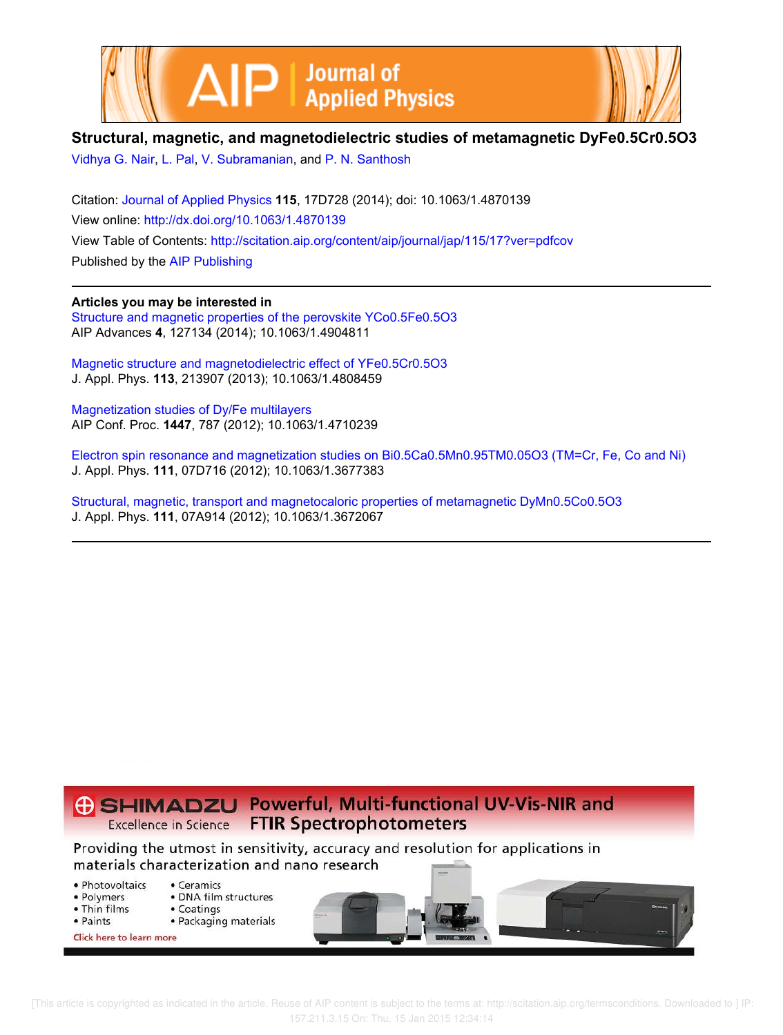# Structural, magnetic, and magnetodielectric studies of metamagnetic $DyFe_{0.5}Cr_{0.5}O_3$

Vidhya G. Nair, L. Pal, V. Subramanian, and P. N. Santhosh

Citation: Journal of Applied Physics **115**, 17D728 (2014); doi: 10.1063/1.4870139

View online: http://dx.doi.org/10.1063/1.4870139

View Table of Contents: http://scitation.aip.org/content/aip/journal/jap/115/17?ver=pdfcov

Published by the AIP Publishing

## Articles you may be interested in

Structure and magnetic properties of the perovskite $YCo_{0.5}Fe_{0.5}O_3$
AIP Advances **4**, 127134 (2014); 10.1063/1.4904811

Magnetic structure and magnetodielectric effect of $YFe_{0.5}Cr_{0.5}O_3$
J. Appl. Phys. **113**, 213907 (2013); 10.1063/1.4808459

Magnetization studies of Dy/Fe multilayers
AIP Conf. Proc. **1447**, 787 (2012); 10.1063/1.4710239

Electron spin resonance and magnetization studies on $Bi_{0.5}Ca_{0.5}Mn_{0.95}TM_{0.05}O_3$ (TM=Cr, Fe, Co and Ni)
J. Appl. Phys. **111**, 07D716 (2012); 10.1063/1.3677383

Structural, magnetic, transport and magnetocaloric properties of metamagnetic $DyMn_{0.5}Co_{0.5}O_3$
J. Appl. Phys. **111**, 07A914 (2012); 10.1063/1.3672067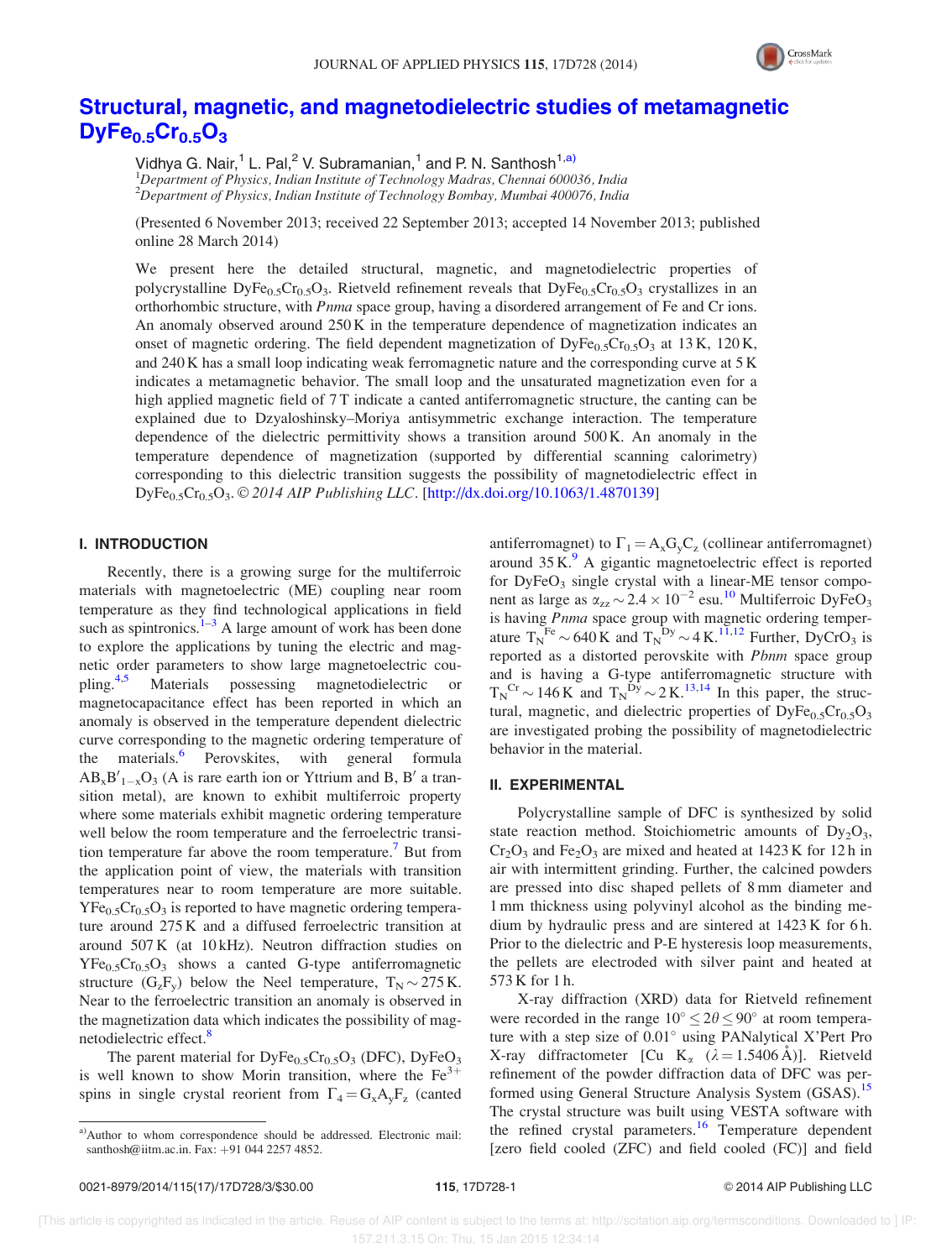# Structural, magnetic, and magnetodielectric studies of metamagnetic $DyFe_{0.5}Cr_{0.5}O_3$

Vidhya G. Nair,[1] L. Pal,[2] V. Subramanian,[1] and P. N. Santhosh[1,a)]

[1]*Department of Physics, Indian Institute of Technology Madras, Chennai 600036, India*
[2]*Department of Physics, Indian Institute of Technology Bombay, Mumbai 400076, India*

(Presented 6 November 2013; received 22 September 2013; accepted 14 November 2013; published online 28 March 2014)

We present here the detailed structural, magnetic, and magnetodielectric properties of polycrystalline $DyFe_{0.5}Cr_{0.5}O_3$. Rietveld refinement reveals that $DyFe_{0.5}Cr_{0.5}O_3$ crystallizes in an orthorhombic structure, with *Pnma* space group, having a disordered arrangement of Fe and Cr ions. An anomaly observed around 250 K in the temperature dependence of magnetization indicates an onset of magnetic ordering. The field dependent magnetization of $DyFe_{0.5}Cr_{0.5}O_3$ at 13 K, 120 K, and 240 K has a small loop indicating weak ferromagnetic nature and the corresponding curve at 5 K indicates a metamagnetic behavior. The small loop and the unsaturated magnetization even for a high applied magnetic field of 7 T indicate a canted antiferromagnetic structure, the canting can be explained due to Dzyaloshinsky–Moriya antisymmetric exchange interaction. The temperature dependence of the dielectric permittivity shows a transition around 500 K. An anomaly in the temperature dependence of magnetization (supported by differential scanning calorimetry) corresponding to this dielectric transition suggests the possibility of magnetodielectric effect in $DyFe_{0.5}Cr_{0.5}O_3$. © *2014 AIP Publishing LLC*. [http://dx.doi.org/10.1063/1.4870139]

## I. INTRODUCTION

Recently, there is a growing surge for the multiferroic materials with magnetoelectric (ME) coupling near room temperature as they find technological applications in field such as spintronics.[1–3] A large amount of work has been done to explore the applications by tuning the electric and magnetic order parameters to show large magnetoelectric coupling.[4,5] Materials possessing magnetodielectric or magnetocapacitance effect has been reported in which an anomaly is observed in the temperature dependent dielectric curve corresponding to the magnetic ordering temperature of the materials.[6] Perovskites, with general formula $AB_xB'_{1-x}O_3$ (A is rare earth ion or Yttrium and B, B′ a transition metal), are known to exhibit multiferroic property where some materials exhibit magnetic ordering temperature well below the room temperature and the ferroelectric transition temperature far above the room temperature.[7] But from the application point of view, the materials with transition temperatures near to room temperature are more suitable. $YFe_{0.5}Cr_{0.5}O_3$ is reported to have magnetic ordering temperature around 275 K and a diffused ferroelectric transition at around 507 K (at 10 kHz). Neutron diffraction studies on $YFe_{0.5}Cr_{0.5}O_3$ shows a canted G-type antiferromagnetic structure ($G_zF_y$) below the Neel temperature, $T_N \sim 275$ K. Near to the ferroelectric transition an anomaly is observed in the magnetization data which indicates the possibility of magnetodielectric effect.[8]

The parent material for $DyFe_{0.5}Cr_{0.5}O_3$ (DFC), $DyFeO_3$ is well known to show Morin transition, where the $Fe^{3+}$ spins in single crystal reorient from $\Gamma_4 = G_xA_yF_z$ (canted antiferromagnet) to $\Gamma_1 = A_xG_yC_z$ (collinear antiferromagnet) around 35 K.[9] A gigantic magnetoelectric effect is reported for $DyFeO_3$ single crystal with a linear-ME tensor component as large as $\alpha_{zz} \sim 2.4 \times 10^{-2}$ esu.[10] Multiferroic $DyFeO_3$ is having *Pnma* space group with magnetic ordering temperature $T_N^{Fe} \sim 640$ K and $T_N^{Dy} \sim 4$ K.[11,12] Further, $DyCrO_3$ is reported as a distorted perovskite with *Pbnm* space group and is having a G-type antiferromagnetic structure with $T_N^{Cr} \sim 146$ K and $T_N^{Dy} \sim 2$ K.[13,14] In this paper, the structural, magnetic, and dielectric properties of $DyFe_{0.5}Cr_{0.5}O_3$ are investigated probing the possibility of magnetodielectric behavior in the material.

## II. EXPERIMENTAL

Polycrystalline sample of DFC is synthesized by solid state reaction method. Stoichiometric amounts of $Dy_2O_3$, $Cr_2O_3$ and $Fe_2O_3$ are mixed and heated at 1423 K for 12 h in air with intermittent grinding. Further, the calcined powders are pressed into disc shaped pellets of 8 mm diameter and 1 mm thickness using polyvinyl alcohol as the binding medium by hydraulic press and are sintered at 1423 K for 6 h. Prior to the dielectric and P-E hysteresis loop measurements, the pellets are electroded with silver paint and heated at 573 K for 1 h.

X-ray diffraction (XRD) data for Rietveld refinement were recorded in the range $10° \leq 2\theta \leq 90°$ at room temperature with a step size of 0.01° using PANalytical X'Pert Pro X-ray diffractometer [Cu $K_\alpha$ ($\lambda = 1.5406$ Å)]. Rietveld refinement of the powder diffraction data of DFC was performed using General Structure Analysis System (GSAS).[15] The crystal structure was built using VESTA software with the refined crystal parameters.[16] Temperature dependent [zero field cooled (ZFC) and field cooled (FC)] and field

a)Author to whom correspondence should be addressed. Electronic mail: santhosh@iitm.ac.in. Fax: +91 044 2257 4852.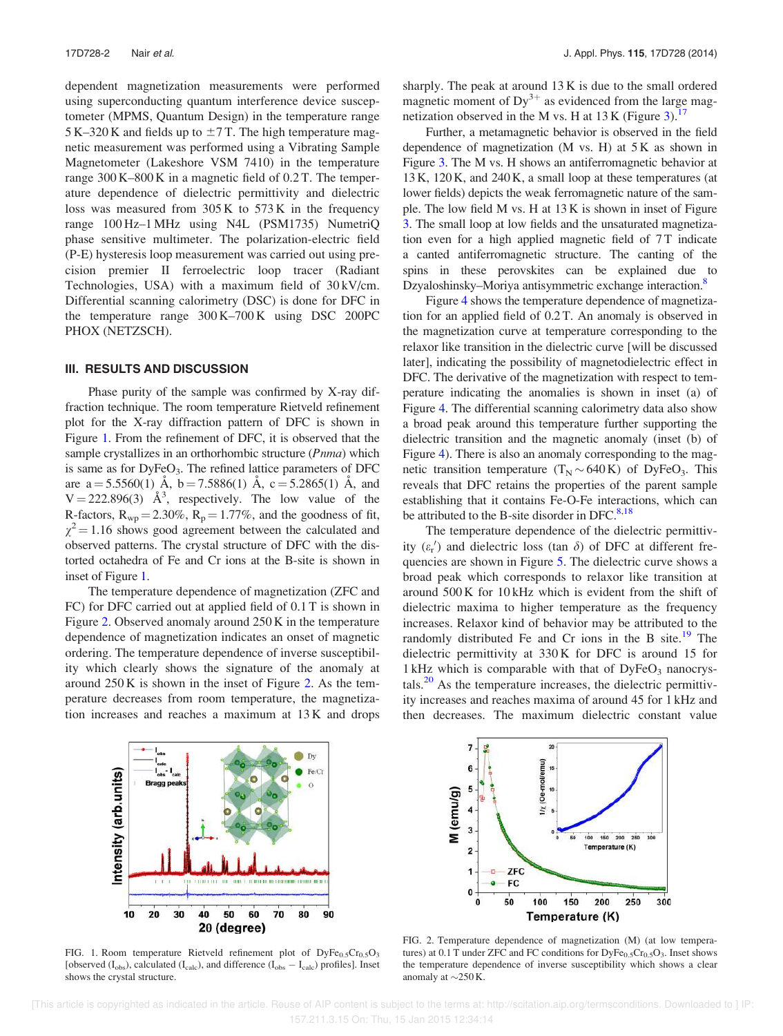dependent magnetization measurements were performed using superconducting quantum interference device susceptometer (MPMS, Quantum Design) in the temperature range 5 K–320 K and fields up to ±7 T. The high temperature magnetic measurement was performed using a Vibrating Sample Magnetometer (Lakeshore VSM 7410) in the temperature range 300 K–800 K in a magnetic field of 0.2 T. The temperature dependence of dielectric permittivity and dielectric loss was measured from 305 K to 573 K in the frequency range 100 Hz–1 MHz using N4L (PSM1735) NumetriQ phase sensitive multimeter. The polarization-electric field (P-E) hysteresis loop measurement was carried out using precision premier II ferroelectric loop tracer (Radiant Technologies, USA) with a maximum field of 30 kV/cm. Differential scanning calorimetry (DSC) is done for DFC in the temperature range 300 K–700 K using DSC 200PC PHOX (NETZSCH).

## III. RESULTS AND DISCUSSION

Phase purity of the sample was confirmed by X-ray diffraction technique. The room temperature Rietveld refinement plot for the X-ray diffraction pattern of DFC is shown in Figure 1. From the refinement of DFC, it is observed that the sample crystallizes in an orthorhombic structure (*Pnma*) which is same as for $DyFeO_3$. The refined lattice parameters of DFC are a = 5.5560(1) Å, b = 7.5886(1) Å, c = 5.2865(1) Å, and V = 222.896(3) Å$^3$, respectively. The low value of the R-factors, $R_{wp}$ = 2.30%, $R_p$ = 1.77%, and the goodness of fit, $\chi^2$ = 1.16 shows good agreement between the calculated and observed patterns. The crystal structure of DFC with the distorted octahedra of Fe and Cr ions at the B-site is shown in inset of Figure 1.

The temperature dependence of magnetization (ZFC and FC) for DFC carried out at applied field of 0.1 T is shown in Figure 2. Observed anomaly around 250 K in the temperature dependence of magnetization indicates an onset of magnetic ordering. The temperature dependence of inverse susceptibility which clearly shows the signature of the anomaly at around 250 K is shown in the inset of Figure 2. As the temperature decreases from room temperature, the magnetization increases and reaches a maximum at 13 K and drops sharply. The peak at around 13 K is due to the small ordered magnetic moment of $Dy^{3+}$ as evidenced from the large magnetization observed in the M vs. H at 13 K (Figure 3).[17]

Further, a metamagnetic behavior is observed in the field dependence of magnetization (M vs. H) at 5 K as shown in Figure 3. The M vs. H shows an antiferromagnetic behavior at 13 K, 120 K, and 240 K, a small loop at these temperatures (at lower fields) depicts the weak ferromagnetic nature of the sample. The low field M vs. H at 13 K is shown in inset of Figure 3. The small loop at low fields and the unsaturated magnetization even for a high applied magnetic field of 7 T indicate a canted antiferromagnetic structure. The canting of the spins in these perovskites can be explained due to Dzyaloshinsky–Moriya antisymmetric exchange interaction.[8]

Figure 4 shows the temperature dependence of magnetization for an applied field of 0.2 T. An anomaly is observed in the magnetization curve at temperature corresponding to the relaxor like transition in the dielectric curve [will be discussed later], indicating the possibility of magnetodielectric effect in DFC. The derivative of the magnetization with respect to temperature indicating the anomalies is shown in inset (a) of Figure 4. The differential scanning calorimetry data also show a broad peak around this temperature further supporting the dielectric transition and the magnetic anomaly (inset (b) of Figure 4). There is also an anomaly corresponding to the magnetic transition temperature ($T_N$ ~ 640 K) of $DyFeO_3$. This reveals that DFC retains the properties of the parent sample establishing that it contains Fe-O-Fe interactions, which can be attributed to the B-site disorder in DFC.[8,18]

The temperature dependence of the dielectric permittivity ($\varepsilon_r'$) and dielectric loss (tan $\delta$) of DFC at different frequencies are shown in Figure 5. The dielectric curve shows a broad peak which corresponds to relaxor like transition at around 500 K for 10 kHz which is evident from the shift of dielectric maxima to higher temperature as the frequency increases. Relaxor kind of behavior may be attributed to the randomly distributed Fe and Cr ions in the B site.[19] The dielectric permittivity at 330 K for DFC is around 15 for 1 kHz which is comparable with that of $DyFeO_3$ nanocrystals.[20] As the temperature increases, the dielectric permittivity increases and reaches maxima of around 45 for 1 kHz and then decreases. The maximum dielectric constant value

FIG. 1. Room temperature Rietveld refinement plot of $DyFe_{0.5}Cr_{0.5}O_3$ [observed ($I_{obs}$), calculated ($I_{calc}$), and difference ($I_{obs} - I_{calc}$) profiles]. Inset shows the crystal structure.

FIG. 2. Temperature dependence of magnetization (M) (at low temperatures) at 0.1 T under ZFC and FC conditions for $DyFe_{0.5}Cr_{0.5}O_3$. Inset shows the temperature dependence of inverse susceptibility which shows a clear anomaly at ~250 K.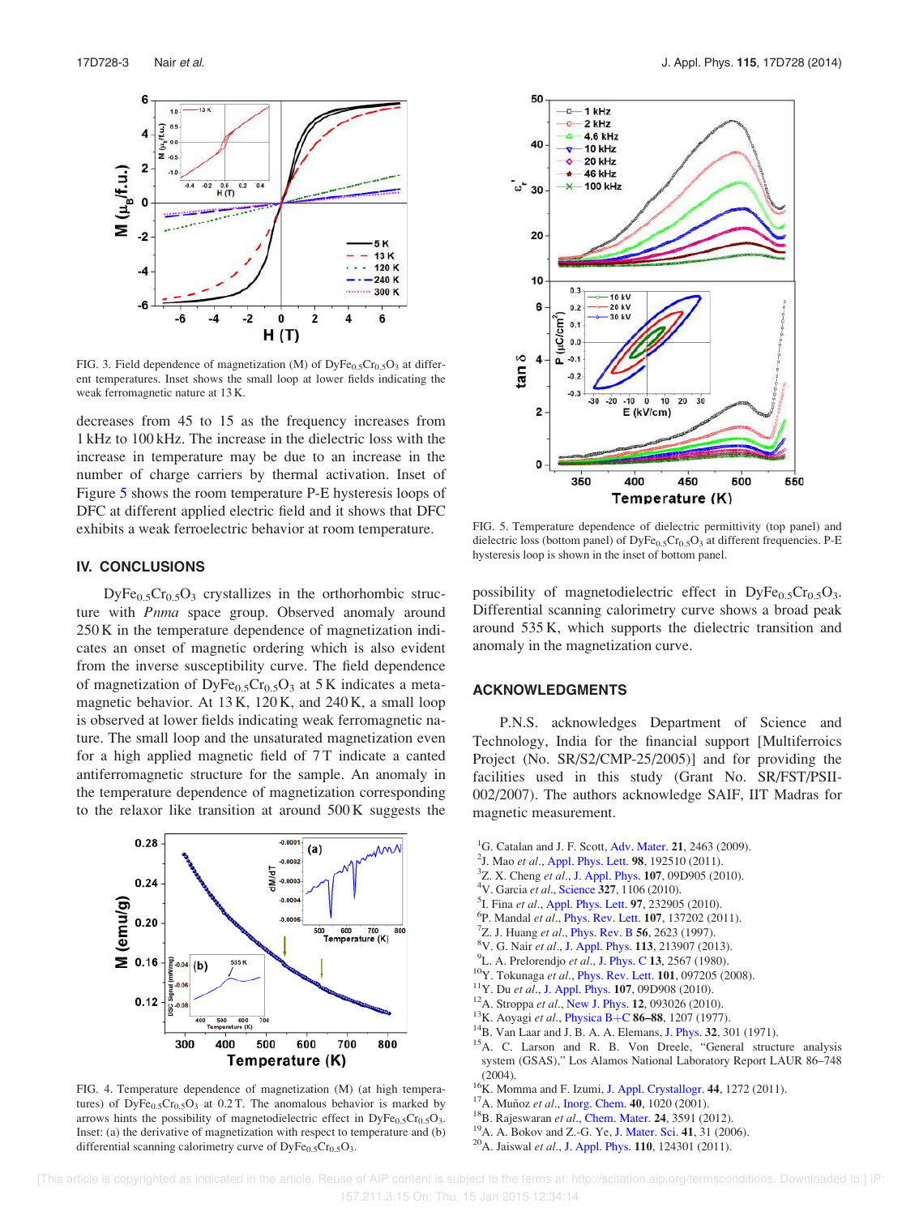FIG. 3. Field dependence of magnetization (M) of $DyFe_{0.5}Cr_{0.5}O_3$ at different temperatures. Inset shows the small loop at lower fields indicating the weak ferromagnetic nature at 13 K.

decreases from 45 to 15 as the frequency increases from 1 kHz to 100 kHz. The increase in the dielectric loss with the increase in temperature may be due to an increase in the number of charge carriers by thermal activation. Inset of Figure 5 shows the room temperature P-E hysteresis loops of DFC at different applied electric field and it shows that DFC exhibits a weak ferroelectric behavior at room temperature.

## IV. CONCLUSIONS

$DyFe_{0.5}Cr_{0.5}O_3$ crystallizes in the orthorhombic structure with *Pnma* space group. Observed anomaly around 250 K in the temperature dependence of magnetization indicates an onset of magnetic ordering which is also evident from the inverse susceptibility curve. The field dependence of magnetization of $DyFe_{0.5}Cr_{0.5}O_3$ at 5 K indicates a metamagnetic behavior. At 13 K, 120 K, and 240 K, a small loop is observed at lower fields indicating weak ferromagnetic nature. The small loop and the unsaturated magnetization even for a high applied magnetic field of 7 T indicate a canted antiferromagnetic structure for the sample. An anomaly in the temperature dependence of magnetization corresponding to the relaxor like transition at around 500 K suggests the possibility of magnetodielectric effect in $DyFe_{0.5}Cr_{0.5}O_3$. Differential scanning calorimetry curve shows a broad peak around 535 K, which supports the dielectric transition and anomaly in the magnetization curve.

FIG. 4. Temperature dependence of magnetization (M) (at high temperatures) of $DyFe_{0.5}Cr_{0.5}O_3$ at 0.2 T. The anomalous behavior is marked by arrows hints the possibility of magnetodielectric effect in $DyFe_{0.5}Cr_{0.5}O_3$. Inset: (a) the derivative of magnetization with respect to temperature and (b) differential scanning calorimetry curve of $DyFe_{0.5}Cr_{0.5}O_3$.

FIG. 5. Temperature dependence of dielectric permittivity (top panel) and dielectric loss (bottom panel) of $DyFe_{0.5}Cr_{0.5}O_3$ at different frequencies. P-E hysteresis loop is shown in the inset of bottom panel.

## ACKNOWLEDGMENTS

P.N.S. acknowledges Department of Science and Technology, India for the financial support [Multiferroics Project (No. SR/S2/CMP-25/2005)] and for providing the facilities used in this study (Grant No. SR/FST/PSII-002/2007). The authors acknowledge SAIF, IIT Madras for magnetic measurement.

[1] G. Catalan and J. F. Scott, Adv. Mater. **21**, 2463 (2009).
[2] J. Mao *et al.*, Appl. Phys. Lett. **98**, 192510 (2011).
[3] Z. X. Cheng *et al.*, J. Appl. Phys. **107**, 09D905 (2010).
[4] V. Garcia *et al.*, Science **327**, 1106 (2010).
[5] I. Fina *et al.*, Appl. Phys. Lett. **97**, 232905 (2010).
[6] P. Mandal *et al.*, Phys. Rev. Lett. **107**, 137202 (2011).
[7] Z. J. Huang *et al.*, Phys. Rev. B **56**, 2623 (1997).
[8] V. G. Nair *et al.*, J. Appl. Phys. **113**, 213907 (2013).
[9] L. A. Prelorendjo *et al.*, J. Phys. C **13**, 2567 (1980).
[10] Y. Tokunaga *et al.*, Phys. Rev. Lett. **101**, 097205 (2008).
[11] Y. Du *et al.*, J. Appl. Phys. **107**, 09D908 (2010).
[12] A. Stroppa *et al.*, New J. Phys. **12**, 093026 (2010).
[13] K. Aoyagi *et al.*, Physica B+C **86–88**, 1207 (1977).
[14] B. Van Laar and J. B. A. A. Elemans, J. Phys. **32**, 301 (1971).
[15] A. C. Larson and R. B. Von Dreele, "General structure analysis system (GSAS)," Los Alamos National Laboratory Report LAUR 86–748 (2004).
[16] K. Momma and F. Izumi, J. Appl. Crystallogr. **44**, 1272 (2011).
[17] A. Muñoz *et al.*, Inorg. Chem. **40**, 1020 (2001).
[18] B. Rajeswaran *et al.*, Chem. Mater. **24**, 3591 (2012).
[19] A. A. Bokov and Z.-G. Ye, J. Mater. Sci. **41**, 31 (2006).
[20] A. Jaiswal *et al.*, J. Appl. Phys. **110**, 124301 (2011).